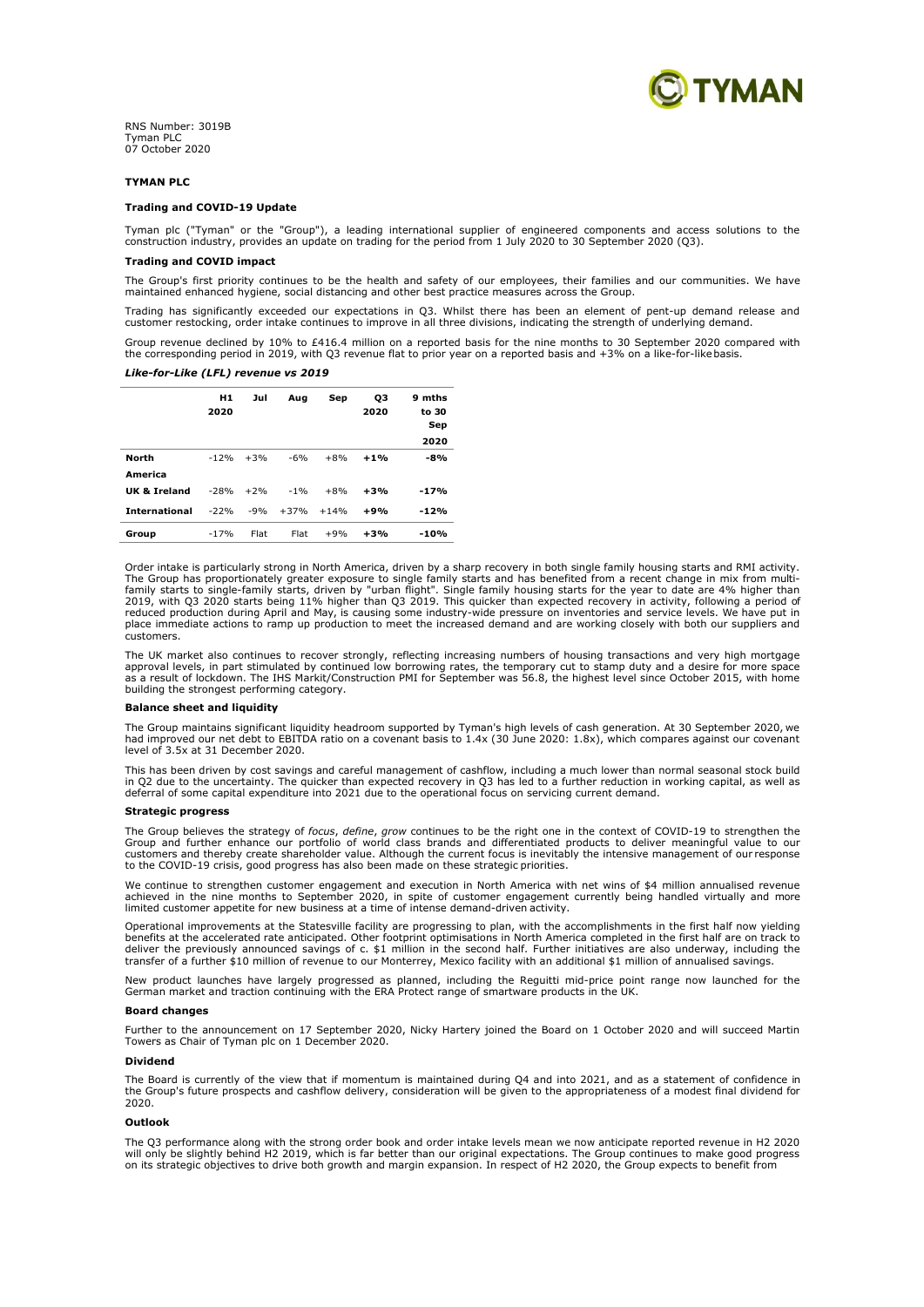RNS Number: 3019B
Tyman PLC
07 October 2020

**TYMAN PLC**

**Trading and COVID-19 Update**

Tyman plc ("Tyman" or the "Group"), a leading international supplier of engineered components and access solutions to the construction industry, provides an update on trading for the period from 1 July 2020 to 30 September 2020 (Q3).

**Trading and COVID impact**

The Group's first priority continues to be the health and safety of our employees, their families and our communities. We have maintained enhanced hygiene, social distancing and other best practice measures across the Group.

Trading has significantly exceeded our expectations in Q3. Whilst there has been an element of pent-up demand release and customer restocking, order intake continues to improve in all three divisions, indicating the strength of underlying demand.

Group revenue declined by 10% to £416.4 million on a reported basis for the nine months to 30 September 2020 compared with the corresponding period in 2019, with Q3 revenue flat to prior year on a reported basis and +3% on a like-for-like basis.

***Like-for-Like (LFL) revenue vs 2019***

| | H1 2020 | Jul | Aug | Sep | Q3 2020 | 9 mths to 30 Sep 2020 |
|---|---|---|---|---|---|---|
| **North America** | -12% | +3% | -6% | +8% | **+1%** | **-8%** |
| **UK & Ireland** | -28% | +2% | -1% | +8% | **+3%** | **-17%** |
| **International** | -22% | -9% | +37% | +14% | **+9%** | **-12%** |
| **Group** | -17% | Flat | Flat | +9% | **+3%** | **-10%** |

Order intake is particularly strong in North America, driven by a sharp recovery in both single family housing starts and RMI activity. The Group has proportionately greater exposure to single family starts and has benefited from a recent change in mix from multi-family starts to single-family starts, driven by "urban flight". Single family housing starts for the year to date are 4% higher than 2019, with Q3 2020 starts being 11% higher than Q3 2019. This quicker than expected recovery in activity, following a period of reduced production during April and May, is causing some industry-wide pressure on inventories and service levels. We have put in place immediate actions to ramp up production to meet the increased demand and are working closely with both our suppliers and customers.

The UK market also continues to recover strongly, reflecting increasing numbers of housing transactions and very high mortgage approval levels, in part stimulated by continued low borrowing rates, the temporary cut to stamp duty and a desire for more space as a result of lockdown. The IHS Markit/Construction PMI for September was 56.8, the highest level since October 2015, with home building the strongest performing category.

**Balance sheet and liquidity**

The Group maintains significant liquidity headroom supported by Tyman's high levels of cash generation. At 30 September 2020, we had improved our net debt to EBITDA ratio on a covenant basis to 1.4x (30 June 2020: 1.8x), which compares against our covenant level of 3.5x at 31 December 2020.

This has been driven by cost savings and careful management of cashflow, including a much lower than normal seasonal stock build in Q2 due to the uncertainty. The quicker than expected recovery in Q3 has led to a further reduction in working capital, as well as deferral of some capital expenditure into 2021 due to the operational focus on servicing current demand.

**Strategic progress**

The Group believes the strategy of *focus*, *define*, *grow* continues to be the right one in the context of COVID-19 to strengthen the Group and further enhance our portfolio of world class brands and differentiated products to deliver meaningful value to our customers and thereby create shareholder value. Although the current focus is inevitably the intensive management of our response to the COVID-19 crisis, good progress has also been made on these strategic priorities.

We continue to strengthen customer engagement and execution in North America with net wins of $4 million annualised revenue achieved in the nine months to September 2020, in spite of customer engagement currently being handled virtually and more limited customer appetite for new business at a time of intense demand-driven activity.

Operational improvements at the Statesville facility are progressing to plan, with the accomplishments in the first half now yielding benefits at the accelerated rate anticipated. Other footprint optimisations in North America completed in the first half are on track to deliver the previously announced savings of c. $1 million in the second half. Further initiatives are also underway, including the transfer of a further $10 million of revenue to our Monterrey, Mexico facility with an additional $1 million of annualised savings.

New product launches have largely progressed as planned, including the Reguitti mid-price point range now launched for the German market and traction continuing with the ERA Protect range of smartware products in the UK.

**Board changes**

Further to the announcement on 17 September 2020, Nicky Hartery joined the Board on 1 October 2020 and will succeed Martin Towers as Chair of Tyman plc on 1 December 2020.

**Dividend**

The Board is currently of the view that if momentum is maintained during Q4 and into 2021, and as a statement of confidence in the Group's future prospects and cashflow delivery, consideration will be given to the appropriateness of a modest final dividend for 2020.

**Outlook**

The Q3 performance along with the strong order book and order intake levels mean we now anticipate reported revenue in H2 2020 will only be slightly behind H2 2019, which is far better than our original expectations. The Group continues to make good progress on its strategic objectives to drive both growth and margin expansion. In respect of H2 2020, the Group expects to benefit from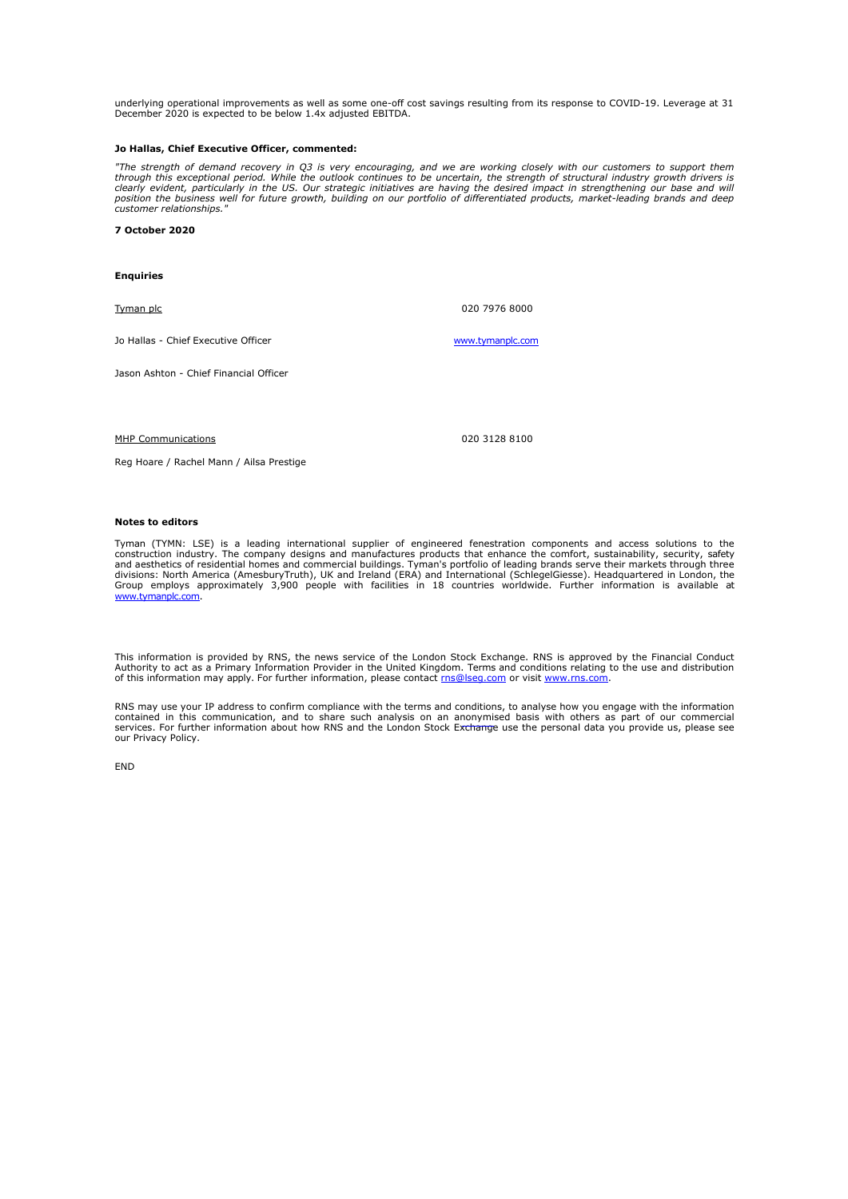underlying operational improvements as well as some one-off cost savings resulting from its response to COVID-19. Leverage at 31 December 2020 is expected to be below 1.4x adjusted EBITDA.

**Jo Hallas, Chief Executive Officer, commented:**

*"The strength of demand recovery in Q3 is very encouraging, and we are working closely with our customers to support them through this exceptional period. While the outlook continues to be uncertain, the strength of structural industry growth drivers is clearly evident, particularly in the US. Our strategic initiatives are having the desired impact in strengthening our base and will position the business well for future growth, building on our portfolio of differentiated products, market-leading brands and deep customer relationships."*

**7 October 2020**

**Enquiries**

| | |
|---|---|
| Tyman plc | 020 7976 8000 |
| Jo Hallas - Chief Executive Officer | www.tymanplc.com |
| Jason Ashton - Chief Financial Officer | |
| | |
| MHP Communications | 020 3128 8100 |
| Reg Hoare / Rachel Mann / Ailsa Prestige | |

**Notes to editors**

Tyman (TYMN: LSE) is a leading international supplier of engineered fenestration components and access solutions to the construction industry. The company designs and manufactures products that enhance the comfort, sustainability, security, safety and aesthetics of residential homes and commercial buildings. Tyman's portfolio of leading brands serve their markets through three divisions: North America (AmesburyTruth), UK and Ireland (ERA) and International (SchlegelGiesse). Headquartered in London, the Group employs approximately 3,900 people with facilities in 18 countries worldwide. Further information is available at www.tymanplc.com.

This information is provided by RNS, the news service of the London Stock Exchange. RNS is approved by the Financial Conduct Authority to act as a Primary Information Provider in the United Kingdom. Terms and conditions relating to the use and distribution of this information may apply. For further information, please contact rns@lseg.com or visit www.rns.com.

RNS may use your IP address to confirm compliance with the terms and conditions, to analyse how you engage with the information contained in this communication, and to share such analysis on an anonymised basis with others as part of our commercial services. For further information about how RNS and the London Stock Exchange use the personal data you provide us, please see our Privacy Policy.

END